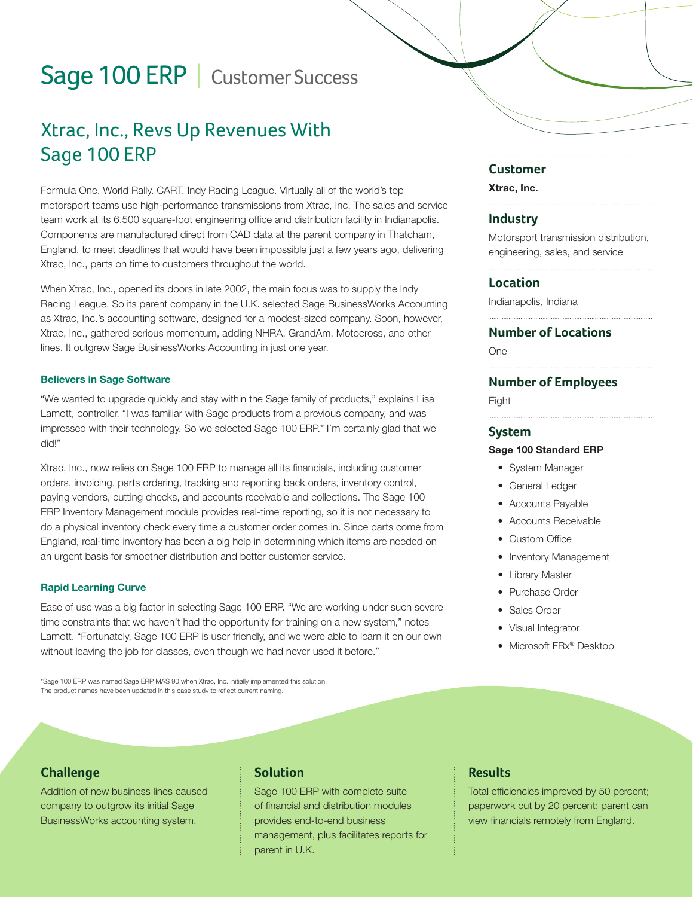# Sage 100 ERP | Customer Success

## Xtrac, Inc., Revs Up Revenues With Sage 100 ERP

Formula One. World Rally. CART. Indy Racing League. Virtually all of the world's top motorsport teams use high-performance transmissions from Xtrac, Inc. The sales and service team work at its 6,500 square-foot engineering office and distribution facility in Indianapolis. Components are manufactured direct from CAD data at the parent company in Thatcham, England, to meet deadlines that would have been impossible just a few years ago, delivering Xtrac, Inc., parts on time to customers throughout the world.

When Xtrac, Inc., opened its doors in late 2002, the main focus was to supply the Indy Racing League. So its parent company in the U.K. selected Sage BusinessWorks Accounting as Xtrac, Inc.'s accounting software, designed for a modest-sized company. Soon, however, Xtrac, Inc., gathered serious momentum, adding NHRA, GrandAm, Motocross, and other lines. It outgrew Sage BusinessWorks Accounting in just one year.

#### Believers in Sage Software

"We wanted to upgrade quickly and stay within the Sage family of products," explains Lisa Lamott, controller. "I was familiar with Sage products from a previous company, and was impressed with their technology. So we selected Sage 100 ERP.* I'm certainly glad that we did!"

Xtrac, Inc., now relies on Sage 100 ERP to manage all its financials, including customer orders, invoicing, parts ordering, tracking and reporting back orders, inventory control, paying vendors, cutting checks, and accounts receivable and collections. The Sage 100 ERP Inventory Management module provides real-time reporting, so it is not necessary to do a physical inventory check every time a customer order comes in. Since parts come from England, real-time inventory has been a big help in determining which items are needed on an urgent basis for smoother distribution and better customer service.

#### Rapid Learning Curve

Ease of use was a big factor in selecting Sage 100 ERP. "We are working under such severe time constraints that we haven't had the opportunity for training on a new system," notes Lamott. "Fortunately, Sage 100 ERP is user friendly, and we were able to learn it on our own without leaving the job for classes, even though we had never used it before."

*Sage 100 ERP was named Sage ERP MAS 90 when Xtrac, Inc. initially implemented this solution. The product names have been updated in this case study to reflect current naming.

### Customer

**Xtrac, Inc.**

### Industry

Motorsport transmission distribution, engineering, sales, and service

### Location

Indianapolis, Indiana

### Number of Locations

One

### Number of Employees

Eight

### System

**Sage 100 Standard ERP**

- System Manager
- General Ledger
- Accounts Payable
- Accounts Receivable
- Custom Office
- Inventory Management
- Library Master
- Purchase Order
- Sales Order
- Visual Integrator
- Microsoft FRx® Desktop

### Challenge

Addition of new business lines caused company to outgrow its initial Sage BusinessWorks accounting system.

### Solution

Sage 100 ERP with complete suite of financial and distribution modules provides end-to-end business management, plus facilitates reports for parent in U.K.

### Results

Total efficiencies improved by 50 percent; paperwork cut by 20 percent; parent can view financials remotely from England.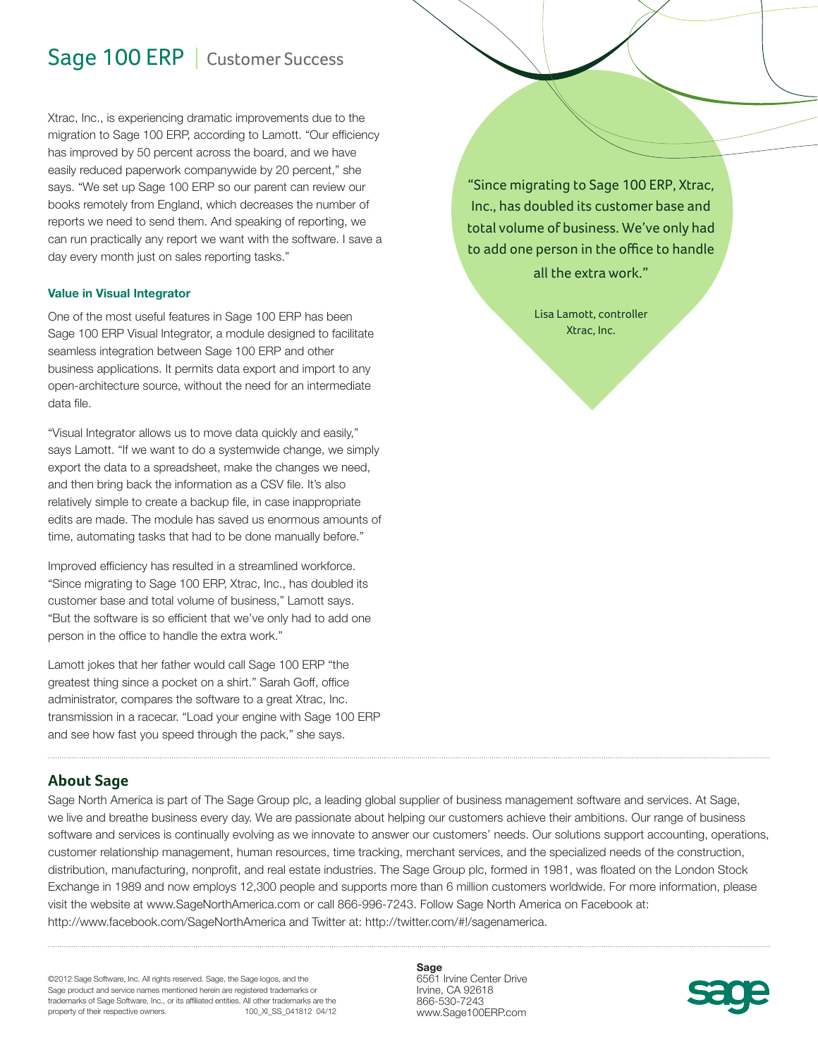Xtrac, Inc., is experiencing dramatic improvements due to the migration to Sage 100 ERP, according to Lamott. "Our efficiency has improved by 50 percent across the board, and we have easily reduced paperwork companywide by 20 percent," she says. "We set up Sage 100 ERP so our parent can review our books remotely from England, which decreases the number of reports we need to send them. And speaking of reporting, we can run practically any report we want with the software. I save a day every month just on sales reporting tasks."

### Value in Visual Integrator

One of the most useful features in Sage 100 ERP has been Sage 100 ERP Visual Integrator, a module designed to facilitate seamless integration between Sage 100 ERP and other business applications. It permits data export and import to any open-architecture source, without the need for an intermediate data file.

"Visual Integrator allows us to move data quickly and easily," says Lamott. "If we want to do a systemwide change, we simply export the data to a spreadsheet, make the changes we need, and then bring back the information as a CSV file. It's also relatively simple to create a backup file, in case inappropriate edits are made. The module has saved us enormous amounts of time, automating tasks that had to be done manually before."

Improved efficiency has resulted in a streamlined workforce. "Since migrating to Sage 100 ERP, Xtrac, Inc., has doubled its customer base and total volume of business," Lamott says. "But the software is so efficient that we've only had to add one person in the office to handle the extra work."

Lamott jokes that her father would call Sage 100 ERP "the greatest thing since a pocket on a shirt." Sarah Goff, office administrator, compares the software to a great Xtrac, Inc. transmission in a racecar. "Load your engine with Sage 100 ERP and see how fast you speed through the pack," she says.

> "Since migrating to Sage 100 ERP, Xtrac, Inc., has doubled its customer base and total volume of business. We've only had to add one person in the office to handle all the extra work."
>
> Lisa Lamott, controller
> Xtrac, Inc.

## About Sage

Sage North America is part of The Sage Group plc, a leading global supplier of business management software and services. At Sage, we live and breathe business every day. We are passionate about helping our customers achieve their ambitions. Our range of business software and services is continually evolving as we innovate to answer our customers' needs. Our solutions support accounting, operations, customer relationship management, human resources, time tracking, merchant services, and the specialized needs of the construction, distribution, manufacturing, nonprofit, and real estate industries. The Sage Group plc, formed in 1981, was floated on the London Stock Exchange in 1989 and now employs 12,300 people and supports more than 6 million customers worldwide. For more information, please visit the website at www.SageNorthAmerica.com or call 866-996-7243. Follow Sage North America on Facebook at: http://www.facebook.com/SageNorthAmerica and Twitter at: http://twitter.com/#!/sagenamerica.

©2012 Sage Software, Inc. All rights reserved. Sage, the Sage logos, and the Sage product and service names mentioned herein are registered trademarks or trademarks of Sage Software, Inc., or its affiliated entities. All other trademarks are the property of their respective owners. 100_XI_SS_041812 04/12

**Sage**
6561 Irvine Center Drive
Irvine, CA 92618
866-530-7243
www.Sage100ERP.com